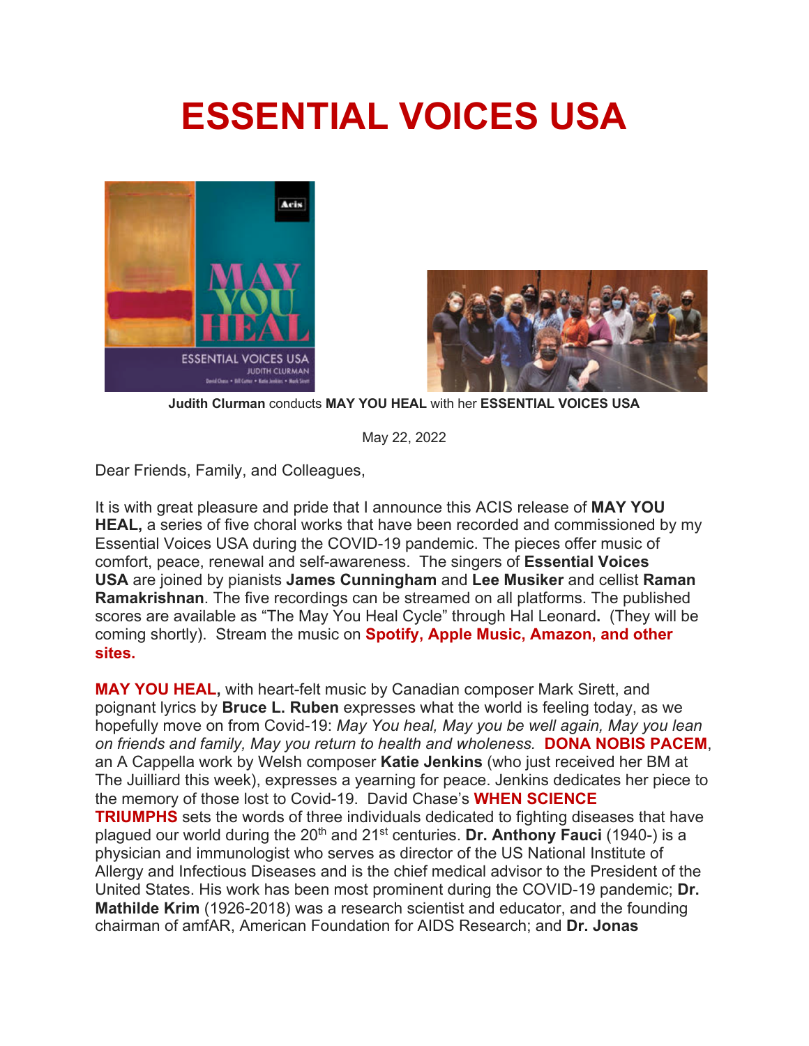# ESSENTIAL VOICES USA

**Judith Clurman** conducts **MAY YOU HEAL** with her **ESSENTIAL VOICES USA**

May 22, 2022

Dear Friends, Family, and Colleagues,

It is with great pleasure and pride that I announce this ACIS release of **MAY YOU HEAL,** a series of five choral works that have been recorded and commissioned by my Essential Voices USA during the COVID-19 pandemic. The pieces offer music of comfort, peace, renewal and self-awareness. The singers of **Essential Voices USA** are joined by pianists **James Cunningham** and **Lee Musiker** and cellist **Raman Ramakrishnan**. The five recordings can be streamed on all platforms. The published scores are available as "The May You Heal Cycle" through Hal Leonard**.** (They will be coming shortly). Stream the music on **Spotify, Apple Music, Amazon, and other sites.**

**MAY YOU HEAL,** with heart-felt music by Canadian composer Mark Sirett, and poignant lyrics by **Bruce L. Ruben** expresses what the world is feeling today, as we hopefully move on from Covid-19: *May You heal, May you be well again, May you lean on friends and family, May you return to health and wholeness.* **DONA NOBIS PACEM**, an A Cappella work by Welsh composer **Katie Jenkins** (who just received her BM at The Juilliard this week), expresses a yearning for peace. Jenkins dedicates her piece to the memory of those lost to Covid-19. David Chase's **WHEN SCIENCE TRIUMPHS** sets the words of three individuals dedicated to fighting diseases that have plagued our world during the 20th and 21st centuries. **Dr. Anthony Fauci** (1940-) is a physician and immunologist who serves as director of the US National Institute of Allergy and Infectious Diseases and is the chief medical advisor to the President of the United States. His work has been most prominent during the COVID-19 pandemic; **Dr. Mathilde Krim** (1926-2018) was a research scientist and educator, and the founding chairman of amfAR, American Foundation for AIDS Research; and **Dr. Jonas**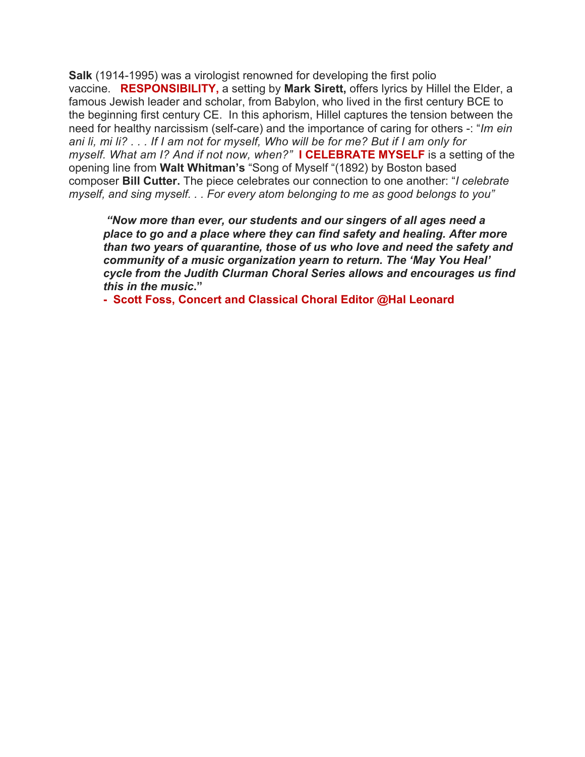**Salk** (1914-1995) was a virologist renowned for developing the first polio vaccine. **RESPONSIBILITY,** a setting by **Mark Sirett,** offers lyrics by Hillel the Elder, a famous Jewish leader and scholar, from Babylon, who lived in the first century BCE to the beginning first century CE. In this aphorism, Hillel captures the tension between the need for healthy narcissism (self-care) and the importance of caring for others -: "*Im ein ani li, mi li? . . . If I am not for myself, Who will be for me? But if I am only for myself. What am I? And if not now, when?"* **I CELEBRATE MYSELF** is a setting of the opening line from **Walt Whitman's** "Song of Myself "(1892) by Boston based composer **Bill Cutter.** The piece celebrates our connection to one another: "*I celebrate myself, and sing myself. . . For every atom belonging to me as good belongs to you"*

> ***"Now more than ever, our students and our singers of all ages need a place to go and a place where they can find safety and healing. After more than two years of quarantine, those of us who love and need the safety and community of a music organization yearn to return. The 'May You Heal' cycle from the Judith Clurman Choral Series allows and encourages us find this in the music."***
>
> **- Scott Foss, Concert and Classical Choral Editor @Hal Leonard**